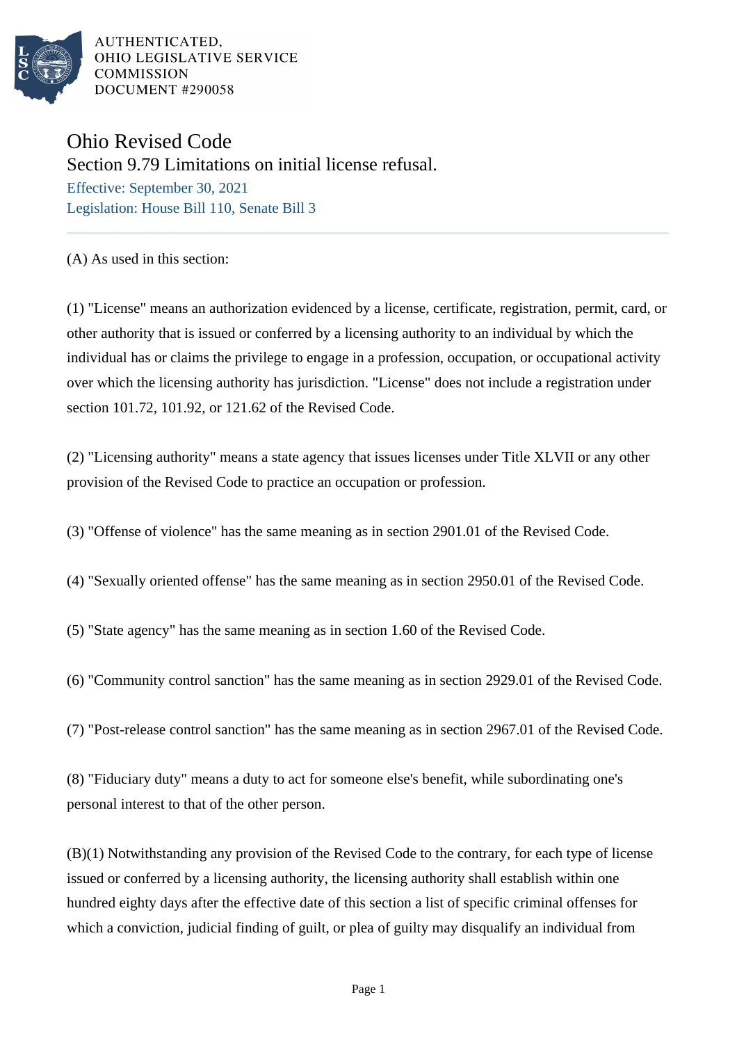AUTHENTICATED,
OHIO LEGISLATIVE SERVICE
COMMISSION
DOCUMENT #290058

# Ohio Revised Code

## Section 9.79 Limitations on initial license refusal.

Effective: September 30, 2021

Legislation: House Bill 110, Senate Bill 3

---

(A) As used in this section:

(1) "License" means an authorization evidenced by a license, certificate, registration, permit, card, or other authority that is issued or conferred by a licensing authority to an individual by which the individual has or claims the privilege to engage in a profession, occupation, or occupational activity over which the licensing authority has jurisdiction. "License" does not include a registration under section 101.72, 101.92, or 121.62 of the Revised Code.

(2) "Licensing authority" means a state agency that issues licenses under Title XLVII or any other provision of the Revised Code to practice an occupation or profession.

(3) "Offense of violence" has the same meaning as in section 2901.01 of the Revised Code.

(4) "Sexually oriented offense" has the same meaning as in section 2950.01 of the Revised Code.

(5) "State agency" has the same meaning as in section 1.60 of the Revised Code.

(6) "Community control sanction" has the same meaning as in section 2929.01 of the Revised Code.

(7) "Post-release control sanction" has the same meaning as in section 2967.01 of the Revised Code.

(8) "Fiduciary duty" means a duty to act for someone else's benefit, while subordinating one's personal interest to that of the other person.

(B)(1) Notwithstanding any provision of the Revised Code to the contrary, for each type of license issued or conferred by a licensing authority, the licensing authority shall establish within one hundred eighty days after the effective date of this section a list of specific criminal offenses for which a conviction, judicial finding of guilt, or plea of guilty may disqualify an individual from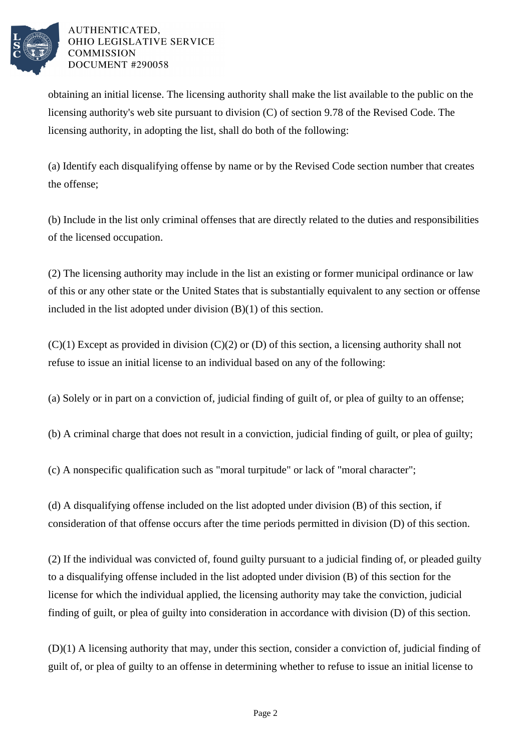obtaining an initial license. The licensing authority shall make the list available to the public on the licensing authority's web site pursuant to division (C) of section 9.78 of the Revised Code. The licensing authority, in adopting the list, shall do both of the following:

(a) Identify each disqualifying offense by name or by the Revised Code section number that creates the offense;

(b) Include in the list only criminal offenses that are directly related to the duties and responsibilities of the licensed occupation.

(2) The licensing authority may include in the list an existing or former municipal ordinance or law of this or any other state or the United States that is substantially equivalent to any section or offense included in the list adopted under division (B)(1) of this section.

(C)(1) Except as provided in division (C)(2) or (D) of this section, a licensing authority shall not refuse to issue an initial license to an individual based on any of the following:

(a) Solely or in part on a conviction of, judicial finding of guilt of, or plea of guilty to an offense;

(b) A criminal charge that does not result in a conviction, judicial finding of guilt, or plea of guilty;

(c) A nonspecific qualification such as "moral turpitude" or lack of "moral character";

(d) A disqualifying offense included on the list adopted under division (B) of this section, if consideration of that offense occurs after the time periods permitted in division (D) of this section.

(2) If the individual was convicted of, found guilty pursuant to a judicial finding of, or pleaded guilty to a disqualifying offense included in the list adopted under division (B) of this section for the license for which the individual applied, the licensing authority may take the conviction, judicial finding of guilt, or plea of guilty into consideration in accordance with division (D) of this section.

(D)(1) A licensing authority that may, under this section, consider a conviction of, judicial finding of guilt of, or plea of guilty to an offense in determining whether to refuse to issue an initial license to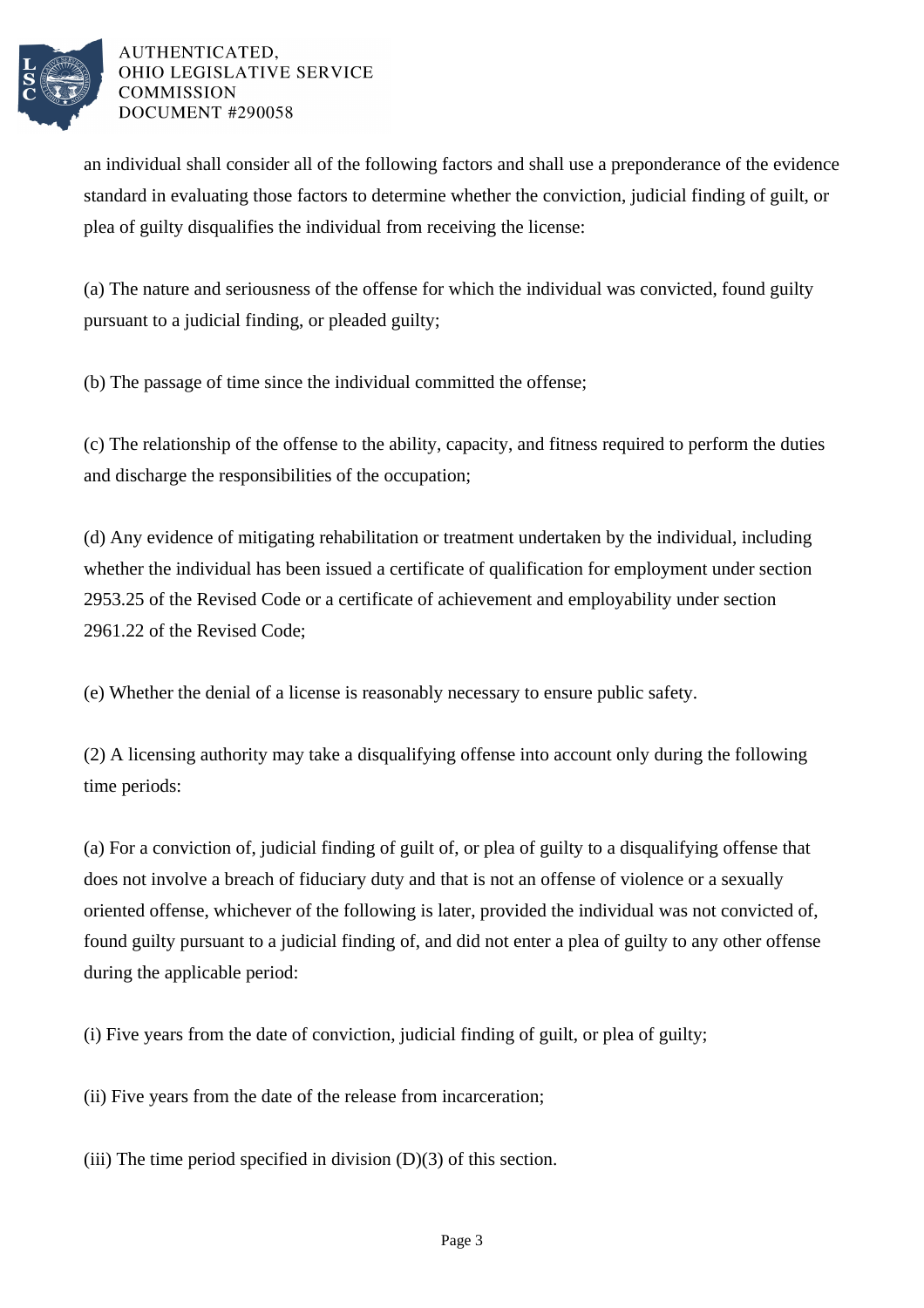an individual shall consider all of the following factors and shall use a preponderance of the evidence standard in evaluating those factors to determine whether the conviction, judicial finding of guilt, or plea of guilty disqualifies the individual from receiving the license:

(a) The nature and seriousness of the offense for which the individual was convicted, found guilty pursuant to a judicial finding, or pleaded guilty;

(b) The passage of time since the individual committed the offense;

(c) The relationship of the offense to the ability, capacity, and fitness required to perform the duties and discharge the responsibilities of the occupation;

(d) Any evidence of mitigating rehabilitation or treatment undertaken by the individual, including whether the individual has been issued a certificate of qualification for employment under section 2953.25 of the Revised Code or a certificate of achievement and employability under section 2961.22 of the Revised Code;

(e) Whether the denial of a license is reasonably necessary to ensure public safety.

(2) A licensing authority may take a disqualifying offense into account only during the following time periods:

(a) For a conviction of, judicial finding of guilt of, or plea of guilty to a disqualifying offense that does not involve a breach of fiduciary duty and that is not an offense of violence or a sexually oriented offense, whichever of the following is later, provided the individual was not convicted of, found guilty pursuant to a judicial finding of, and did not enter a plea of guilty to any other offense during the applicable period:

(i) Five years from the date of conviction, judicial finding of guilt, or plea of guilty;

(ii) Five years from the date of the release from incarceration;

(iii) The time period specified in division (D)(3) of this section.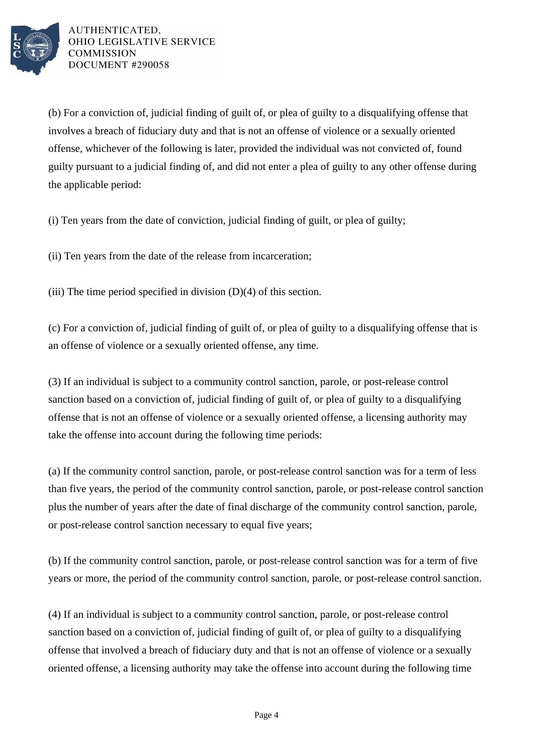(b) For a conviction of, judicial finding of guilt of, or plea of guilty to a disqualifying offense that involves a breach of fiduciary duty and that is not an offense of violence or a sexually oriented offense, whichever of the following is later, provided the individual was not convicted of, found guilty pursuant to a judicial finding of, and did not enter a plea of guilty to any other offense during the applicable period:

(i) Ten years from the date of conviction, judicial finding of guilt, or plea of guilty;

(ii) Ten years from the date of the release from incarceration;

(iii) The time period specified in division (D)(4) of this section.

(c) For a conviction of, judicial finding of guilt of, or plea of guilty to a disqualifying offense that is an offense of violence or a sexually oriented offense, any time.

(3) If an individual is subject to a community control sanction, parole, or post-release control sanction based on a conviction of, judicial finding of guilt of, or plea of guilty to a disqualifying offense that is not an offense of violence or a sexually oriented offense, a licensing authority may take the offense into account during the following time periods:

(a) If the community control sanction, parole, or post-release control sanction was for a term of less than five years, the period of the community control sanction, parole, or post-release control sanction plus the number of years after the date of final discharge of the community control sanction, parole, or post-release control sanction necessary to equal five years;

(b) If the community control sanction, parole, or post-release control sanction was for a term of five years or more, the period of the community control sanction, parole, or post-release control sanction.

(4) If an individual is subject to a community control sanction, parole, or post-release control sanction based on a conviction of, judicial finding of guilt of, or plea of guilty to a disqualifying offense that involved a breach of fiduciary duty and that is not an offense of violence or a sexually oriented offense, a licensing authority may take the offense into account during the following time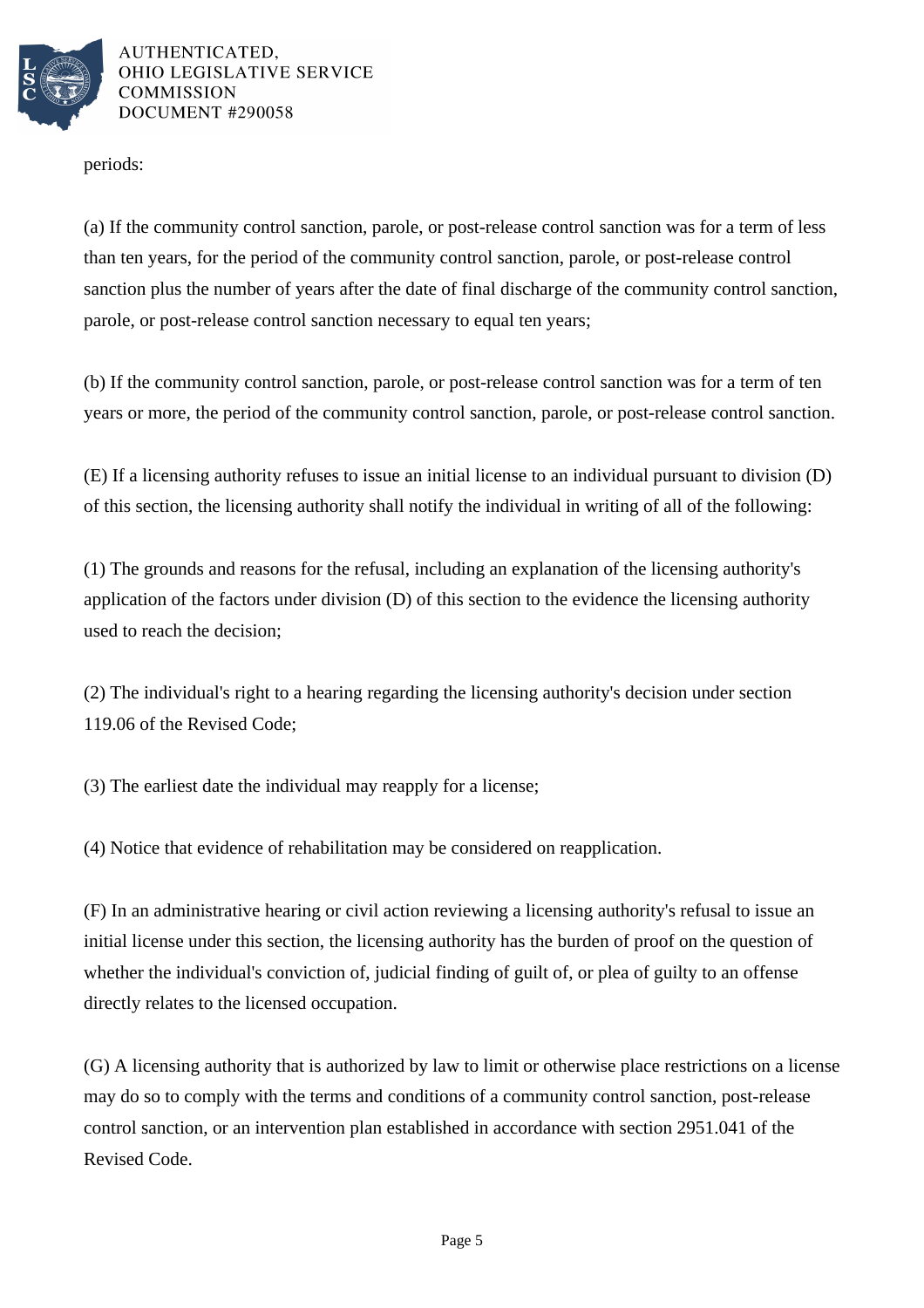periods:

(a) If the community control sanction, parole, or post-release control sanction was for a term of less than ten years, for the period of the community control sanction, parole, or post-release control sanction plus the number of years after the date of final discharge of the community control sanction, parole, or post-release control sanction necessary to equal ten years;

(b) If the community control sanction, parole, or post-release control sanction was for a term of ten years or more, the period of the community control sanction, parole, or post-release control sanction.

(E) If a licensing authority refuses to issue an initial license to an individual pursuant to division (D) of this section, the licensing authority shall notify the individual in writing of all of the following:

(1) The grounds and reasons for the refusal, including an explanation of the licensing authority's application of the factors under division (D) of this section to the evidence the licensing authority used to reach the decision;

(2) The individual's right to a hearing regarding the licensing authority's decision under section 119.06 of the Revised Code;

(3) The earliest date the individual may reapply for a license;

(4) Notice that evidence of rehabilitation may be considered on reapplication.

(F) In an administrative hearing or civil action reviewing a licensing authority's refusal to issue an initial license under this section, the licensing authority has the burden of proof on the question of whether the individual's conviction of, judicial finding of guilt of, or plea of guilty to an offense directly relates to the licensed occupation.

(G) A licensing authority that is authorized by law to limit or otherwise place restrictions on a license may do so to comply with the terms and conditions of a community control sanction, post-release control sanction, or an intervention plan established in accordance with section 2951.041 of the Revised Code.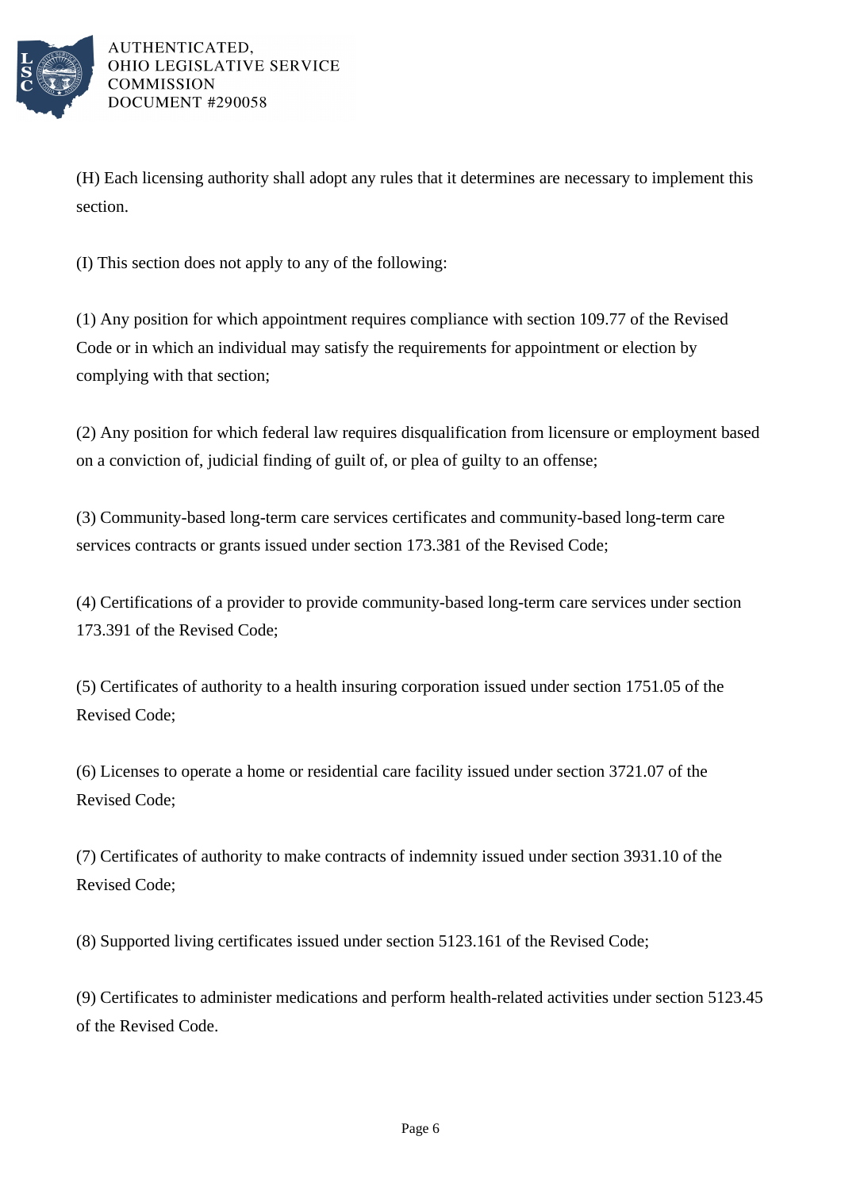(H) Each licensing authority shall adopt any rules that it determines are necessary to implement this section.

(I) This section does not apply to any of the following:

(1) Any position for which appointment requires compliance with section 109.77 of the Revised Code or in which an individual may satisfy the requirements for appointment or election by complying with that section;

(2) Any position for which federal law requires disqualification from licensure or employment based on a conviction of, judicial finding of guilt of, or plea of guilty to an offense;

(3) Community-based long-term care services certificates and community-based long-term care services contracts or grants issued under section 173.381 of the Revised Code;

(4) Certifications of a provider to provide community-based long-term care services under section 173.391 of the Revised Code;

(5) Certificates of authority to a health insuring corporation issued under section 1751.05 of the Revised Code;

(6) Licenses to operate a home or residential care facility issued under section 3721.07 of the Revised Code;

(7) Certificates of authority to make contracts of indemnity issued under section 3931.10 of the Revised Code;

(8) Supported living certificates issued under section 5123.161 of the Revised Code;

(9) Certificates to administer medications and perform health-related activities under section 5123.45 of the Revised Code.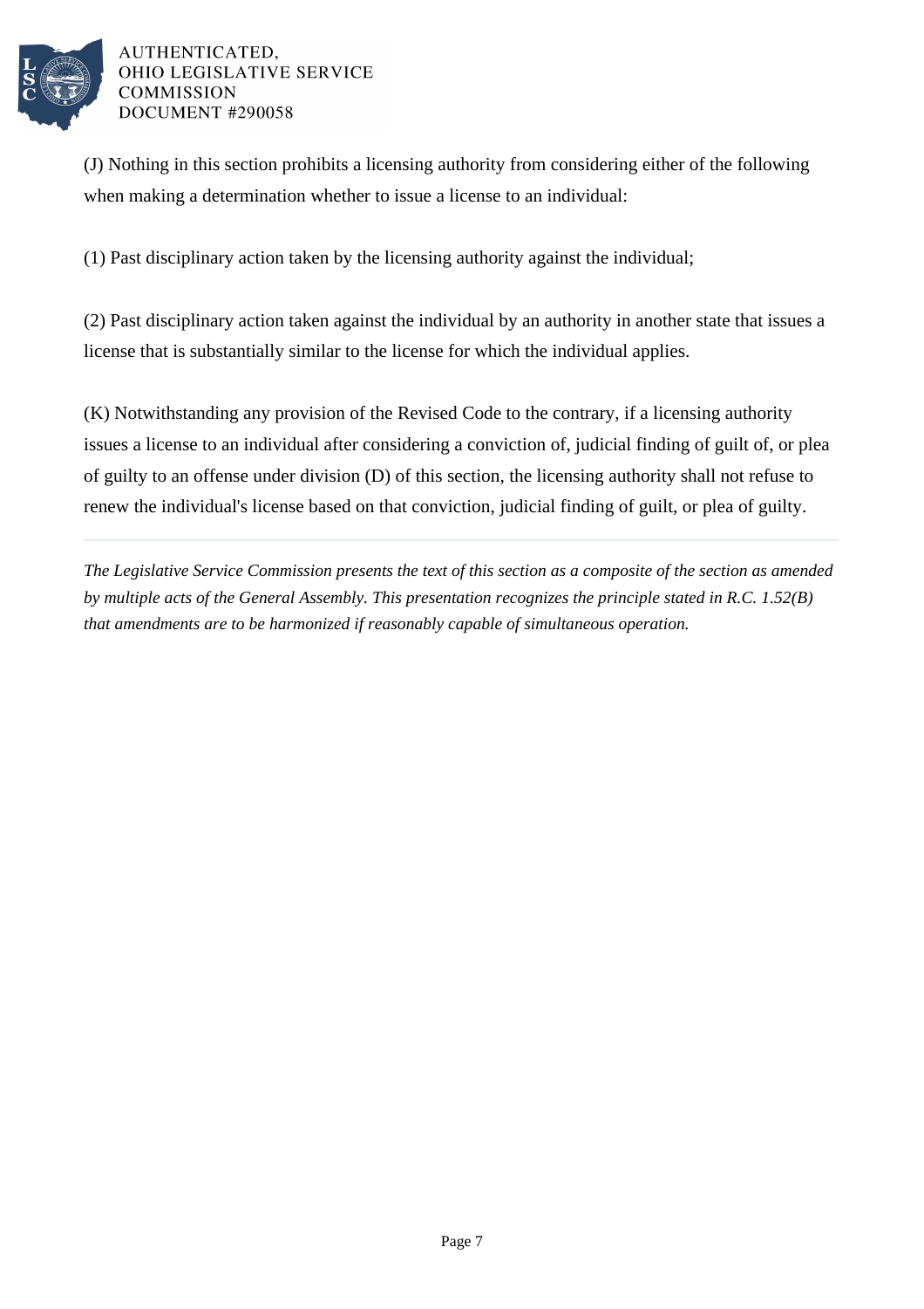(J) Nothing in this section prohibits a licensing authority from considering either of the following when making a determination whether to issue a license to an individual:

(1) Past disciplinary action taken by the licensing authority against the individual;

(2) Past disciplinary action taken against the individual by an authority in another state that issues a license that is substantially similar to the license for which the individual applies.

(K) Notwithstanding any provision of the Revised Code to the contrary, if a licensing authority issues a license to an individual after considering a conviction of, judicial finding of guilt of, or plea of guilty to an offense under division (D) of this section, the licensing authority shall not refuse to renew the individual's license based on that conviction, judicial finding of guilt, or plea of guilty.

---

*The Legislative Service Commission presents the text of this section as a composite of the section as amended by multiple acts of the General Assembly. This presentation recognizes the principle stated in R.C. 1.52(B) that amendments are to be harmonized if reasonably capable of simultaneous operation.*